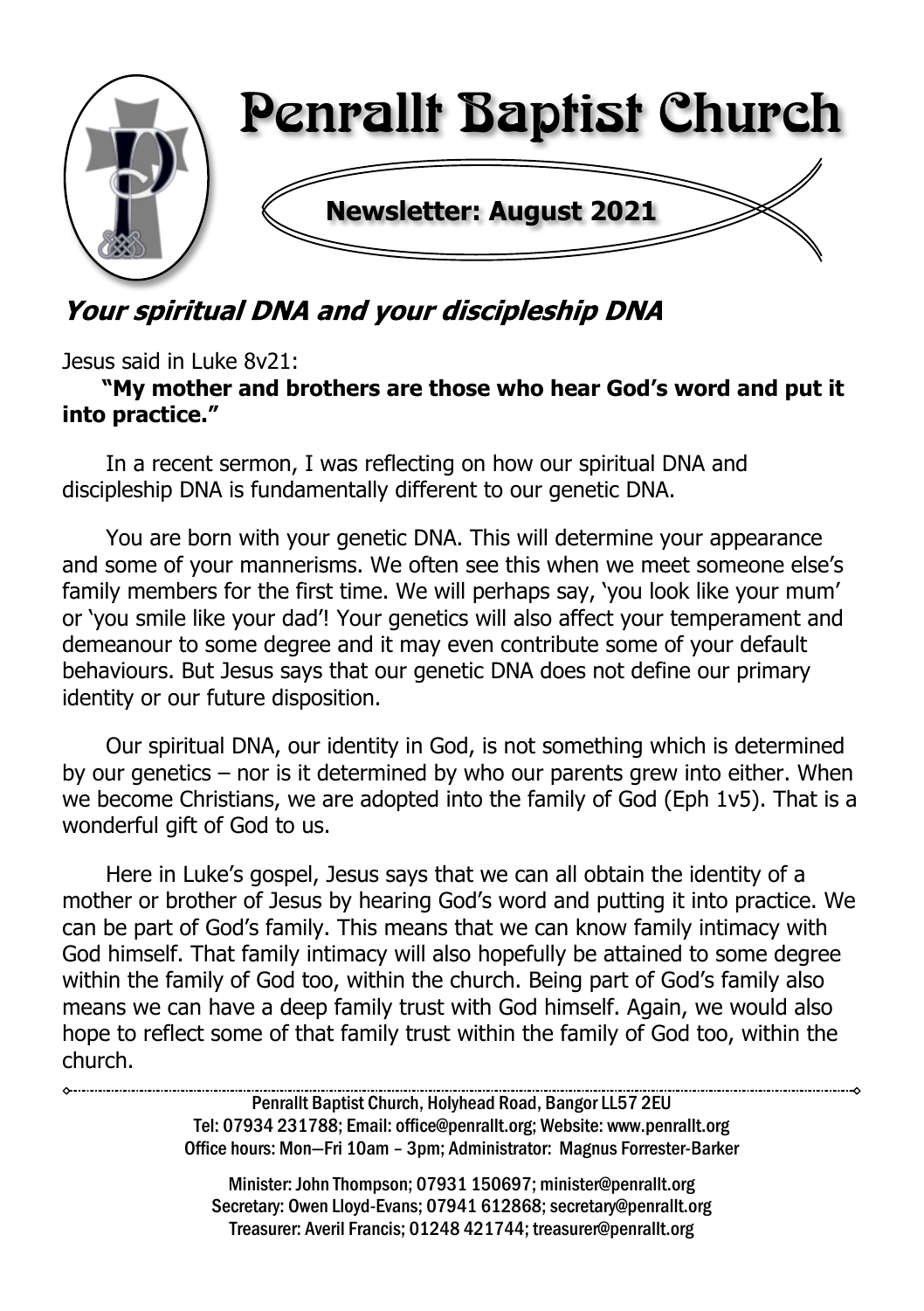# Penrallt Baptist Church

**Newsletter: August 2021**

## *Your spiritual DNA and your discipleship DNA*

Jesus said in Luke 8v21:

**"My mother and brothers are those who hear God's word and put it into practice."**

In a recent sermon, I was reflecting on how our spiritual DNA and discipleship DNA is fundamentally different to our genetic DNA.

You are born with your genetic DNA. This will determine your appearance and some of your mannerisms. We often see this when we meet someone else's family members for the first time. We will perhaps say, 'you look like your mum' or 'you smile like your dad'! Your genetics will also affect your temperament and demeanour to some degree and it may even contribute some of your default behaviours. But Jesus says that our genetic DNA does not define our primary identity or our future disposition.

Our spiritual DNA, our identity in God, is not something which is determined by our genetics – nor is it determined by who our parents grew into either. When we become Christians, we are adopted into the family of God (Eph 1v5). That is a wonderful gift of God to us.

Here in Luke's gospel, Jesus says that we can all obtain the identity of a mother or brother of Jesus by hearing God's word and putting it into practice. We can be part of God's family. This means that we can know family intimacy with God himself. That family intimacy will also hopefully be attained to some degree within the family of God too, within the church. Being part of God's family also means we can have a deep family trust with God himself. Again, we would also hope to reflect some of that family trust within the family of God too, within the church.

---

Penrallt Baptist Church, Holyhead Road, Bangor LL57 2EU
Tel: 07934 231788; Email: office@penrallt.org; Website: www.penrallt.org
Office hours: Mon—Fri 10am – 3pm; Administrator: Magnus Forrester-Barker

Minister: John Thompson; 07931 150697; minister@penrallt.org
Secretary: Owen Lloyd-Evans; 07941 612868; secretary@penrallt.org
Treasurer: Averil Francis; 01248 421744; treasurer@penrallt.org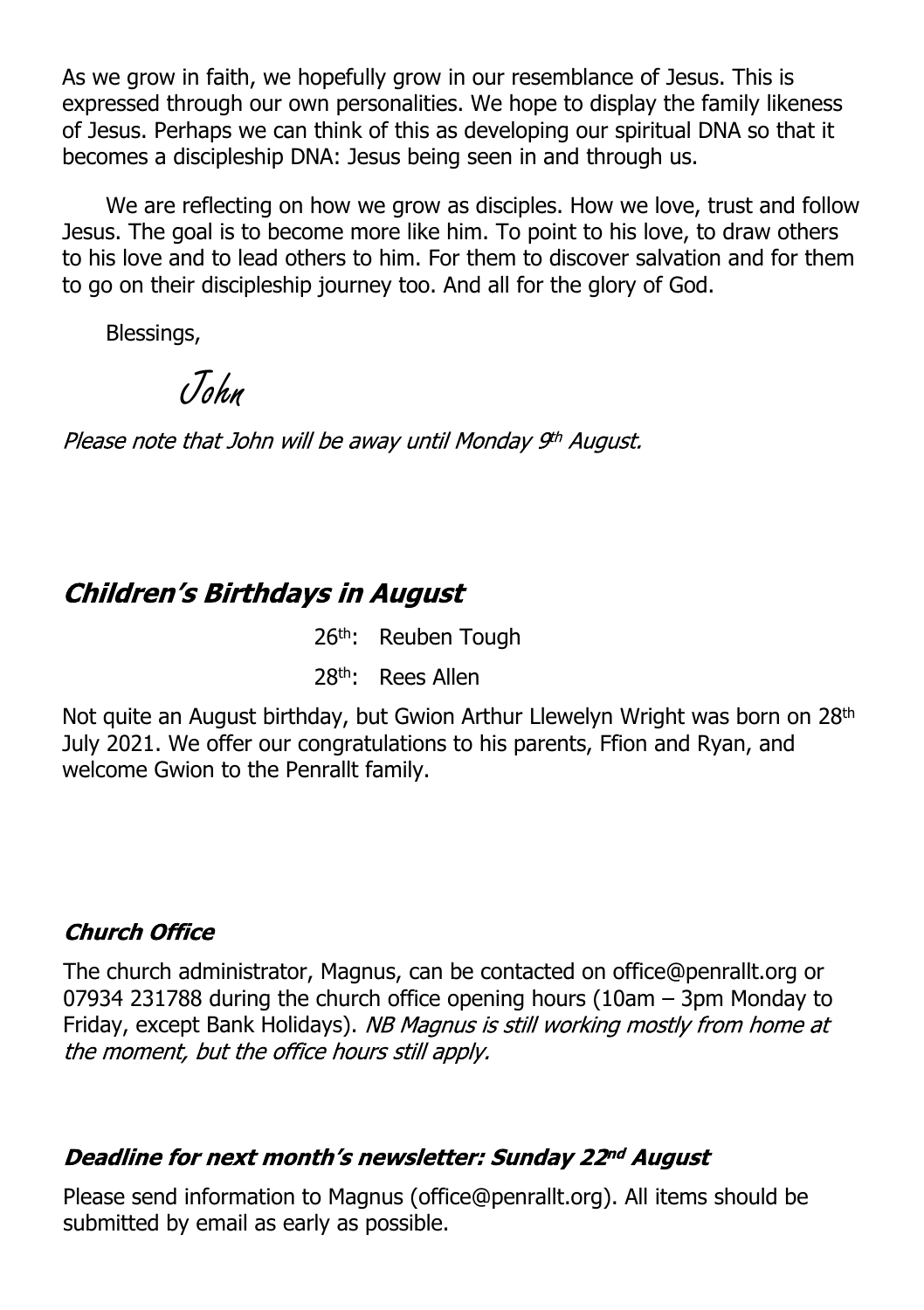As we grow in faith, we hopefully grow in our resemblance of Jesus. This is expressed through our own personalities. We hope to display the family likeness of Jesus. Perhaps we can think of this as developing our spiritual DNA so that it becomes a discipleship DNA: Jesus being seen in and through us.

We are reflecting on how we grow as disciples. How we love, trust and follow Jesus. The goal is to become more like him. To point to his love, to draw others to his love and to lead others to him. For them to discover salvation and for them to go on their discipleship journey too. And all for the glory of God.

Blessings,

John

*Please note that John will be away until Monday 9th August.*

## Children's Birthdays in August

26th: Reuben Tough

28th: Rees Allen

Not quite an August birthday, but Gwion Arthur Llewelyn Wright was born on 28th July 2021. We offer our congratulations to his parents, Ffion and Ryan, and welcome Gwion to the Penrallt family.

### Church Office

The church administrator, Magnus, can be contacted on office@penrallt.org or 07934 231788 during the church office opening hours (10am – 3pm Monday to Friday, except Bank Holidays). *NB Magnus is still working mostly from home at the moment, but the office hours still apply.*

### Deadline for next month's newsletter: Sunday 22nd August

Please send information to Magnus (office@penrallt.org). All items should be submitted by email as early as possible.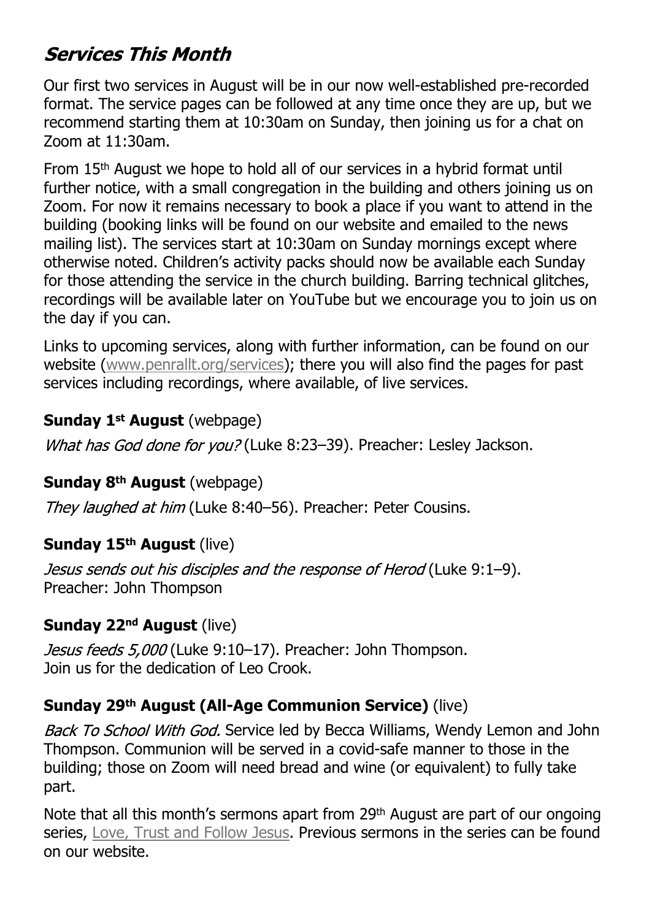## *Services This Month*

Our first two services in August will be in our now well-established pre-recorded format. The service pages can be followed at any time once they are up, but we recommend starting them at 10:30am on Sunday, then joining us for a chat on Zoom at 11:30am.

From 15th August we hope to hold all of our services in a hybrid format until further notice, with a small congregation in the building and others joining us on Zoom. For now it remains necessary to book a place if you want to attend in the building (booking links will be found on our website and emailed to the news mailing list). The services start at 10:30am on Sunday mornings except where otherwise noted. Children's activity packs should now be available each Sunday for those attending the service in the church building. Barring technical glitches, recordings will be available later on YouTube but we encourage you to join us on the day if you can.

Links to upcoming services, along with further information, can be found on our website (www.penrallt.org/services); there you will also find the pages for past services including recordings, where available, of live services.

**Sunday 1st August** (webpage)

*What has God done for you?* (Luke 8:23–39). Preacher: Lesley Jackson.

**Sunday 8th August** (webpage)

*They laughed at him* (Luke 8:40–56). Preacher: Peter Cousins.

**Sunday 15th August** (live)

*Jesus sends out his disciples and the response of Herod* (Luke 9:1–9). Preacher: John Thompson

**Sunday 22nd August** (live)

*Jesus feeds 5,000* (Luke 9:10–17). Preacher: John Thompson.
Join us for the dedication of Leo Crook.

**Sunday 29th August (All-Age Communion Service)** (live)

*Back To School With God.* Service led by Becca Williams, Wendy Lemon and John Thompson. Communion will be served in a covid-safe manner to those in the building; those on Zoom will need bread and wine (or equivalent) to fully take part.

Note that all this month's sermons apart from 29th August are part of our ongoing series, Love, Trust and Follow Jesus. Previous sermons in the series can be found on our website.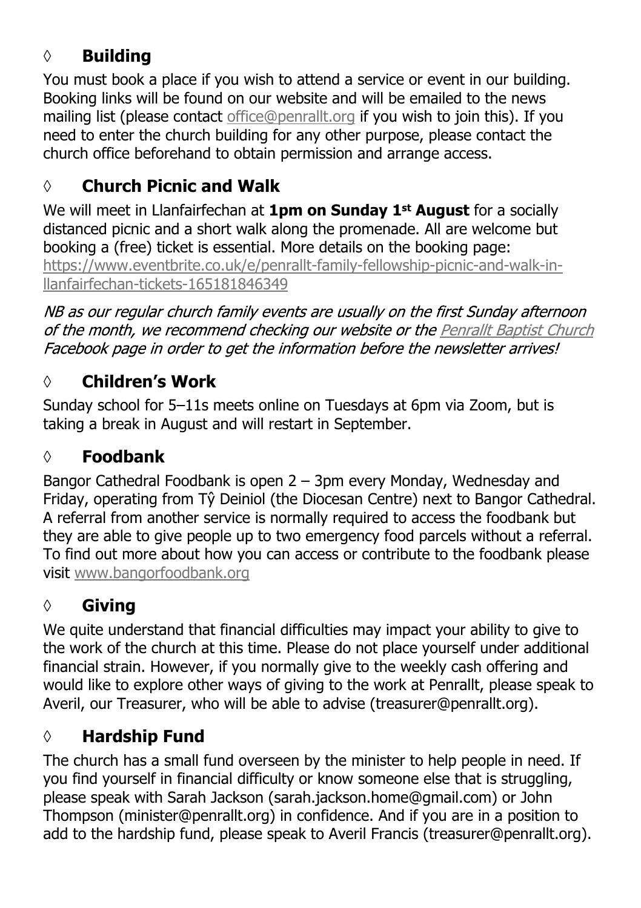## ◊ Building

You must book a place if you wish to attend a service or event in our building. Booking links will be found on our website and will be emailed to the news mailing list (please contact office@penrallt.org if you wish to join this). If you need to enter the church building for any other purpose, please contact the church office beforehand to obtain permission and arrange access.

## ◊ Church Picnic and Walk

We will meet in Llanfairfechan at **1pm on Sunday 1st August** for a socially distanced picnic and a short walk along the promenade. All are welcome but booking a (free) ticket is essential. More details on the booking page: https://www.eventbrite.co.uk/e/penrallt-family-fellowship-picnic-and-walk-in-llanfairfechan-tickets-165181846349

*NB as our regular church family events are usually on the first Sunday afternoon of the month, we recommend checking our website or the Penrallt Baptist Church Facebook page in order to get the information before the newsletter arrives!*

## ◊ Children's Work

Sunday school for 5–11s meets online on Tuesdays at 6pm via Zoom, but is taking a break in August and will restart in September.

## ◊ Foodbank

Bangor Cathedral Foodbank is open 2 – 3pm every Monday, Wednesday and Friday, operating from Tŷ Deiniol (the Diocesan Centre) next to Bangor Cathedral. A referral from another service is normally required to access the foodbank but they are able to give people up to two emergency food parcels without a referral. To find out more about how you can access or contribute to the foodbank please visit www.bangorfoodbank.org

## ◊ Giving

We quite understand that financial difficulties may impact your ability to give to the work of the church at this time. Please do not place yourself under additional financial strain. However, if you normally give to the weekly cash offering and would like to explore other ways of giving to the work at Penrallt, please speak to Averil, our Treasurer, who will be able to advise (treasurer@penrallt.org).

## ◊ Hardship Fund

The church has a small fund overseen by the minister to help people in need. If you find yourself in financial difficulty or know someone else that is struggling, please speak with Sarah Jackson (sarah.jackson.home@gmail.com) or John Thompson (minister@penrallt.org) in confidence. And if you are in a position to add to the hardship fund, please speak to Averil Francis (treasurer@penrallt.org).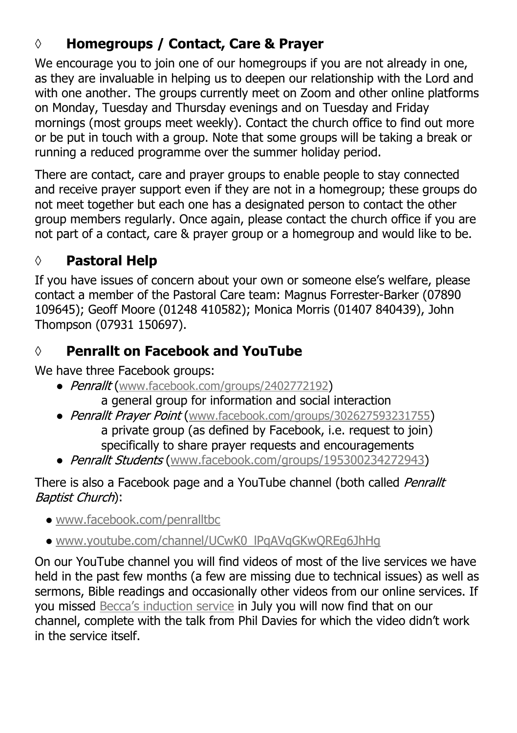## ◊ Homegroups / Contact, Care & Prayer

We encourage you to join one of our homegroups if you are not already in one, as they are invaluable in helping us to deepen our relationship with the Lord and with one another. The groups currently meet on Zoom and other online platforms on Monday, Tuesday and Thursday evenings and on Tuesday and Friday mornings (most groups meet weekly). Contact the church office to find out more or be put in touch with a group. Note that some groups will be taking a break or running a reduced programme over the summer holiday period.

There are contact, care and prayer groups to enable people to stay connected and receive prayer support even if they are not in a homegroup; these groups do not meet together but each one has a designated person to contact the other group members regularly. Once again, please contact the church office if you are not part of a contact, care & prayer group or a homegroup and would like to be.

## ◊ Pastoral Help

If you have issues of concern about your own or someone else's welfare, please contact a member of the Pastoral Care team: Magnus Forrester-Barker (07890 109645); Geoff Moore (01248 410582); Monica Morris (01407 840439), John Thompson (07931 150697).

## ◊ Penrallt on Facebook and YouTube

We have three Facebook groups:

- *Penrallt* (www.facebook.com/groups/2402772192)
  a general group for information and social interaction
- *Penrallt Prayer Point* (www.facebook.com/groups/302627593231755)
  a private group (as defined by Facebook, i.e. request to join) specifically to share prayer requests and encouragements
- *Penrallt Students* (www.facebook.com/groups/195300234272943)

There is also a Facebook page and a YouTube channel (both called *Penrallt Baptist Church*):

- www.facebook.com/penralltbc
- www.youtube.com/channel/UCwK0_lPqAVqGKwQREg6JhHg

On our YouTube channel you will find videos of most of the live services we have held in the past few months (a few are missing due to technical issues) as well as sermons, Bible readings and occasionally other videos from our online services. If you missed Becca's induction service in July you will now find that on our channel, complete with the talk from Phil Davies for which the video didn't work in the service itself.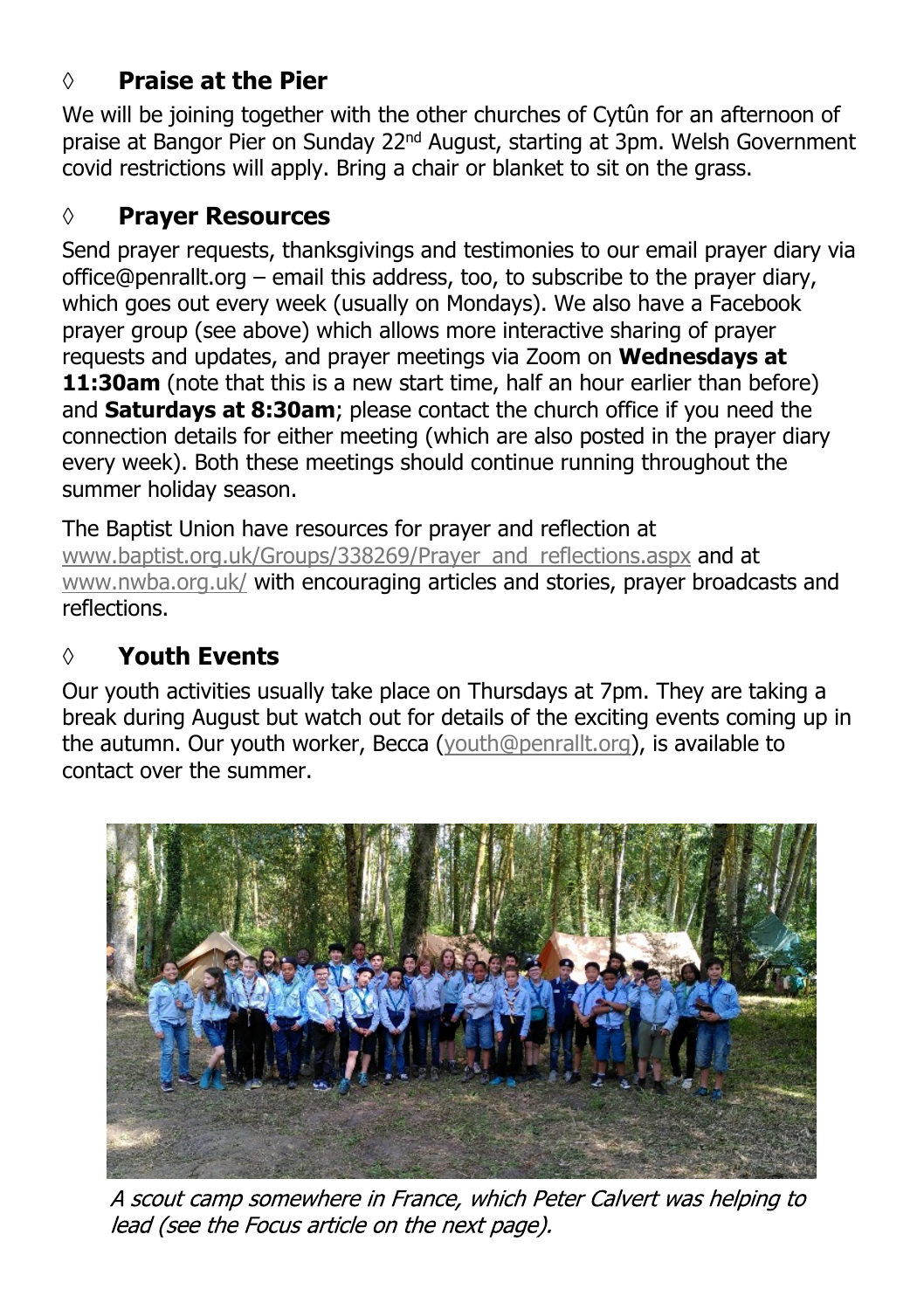### ◊ Praise at the Pier

We will be joining together with the other churches of Cytûn for an afternoon of praise at Bangor Pier on Sunday 22nd August, starting at 3pm. Welsh Government covid restrictions will apply. Bring a chair or blanket to sit on the grass.

### ◊ Prayer Resources

Send prayer requests, thanksgivings and testimonies to our email prayer diary via office@penrallt.org – email this address, too, to subscribe to the prayer diary, which goes out every week (usually on Mondays). We also have a Facebook prayer group (see above) which allows more interactive sharing of prayer requests and updates, and prayer meetings via Zoom on **Wednesdays at 11:30am** (note that this is a new start time, half an hour earlier than before) and **Saturdays at 8:30am**; please contact the church office if you need the connection details for either meeting (which are also posted in the prayer diary every week). Both these meetings should continue running throughout the summer holiday season.

The Baptist Union have resources for prayer and reflection at www.baptist.org.uk/Groups/338269/Prayer_and_reflections.aspx and at www.nwba.org.uk/ with encouraging articles and stories, prayer broadcasts and reflections.

### ◊ Youth Events

Our youth activities usually take place on Thursdays at 7pm. They are taking a break during August but watch out for details of the exciting events coming up in the autumn. Our youth worker, Becca (youth@penrallt.org), is available to contact over the summer.

*A scout camp somewhere in France, which Peter Calvert was helping to lead (see the Focus article on the next page).*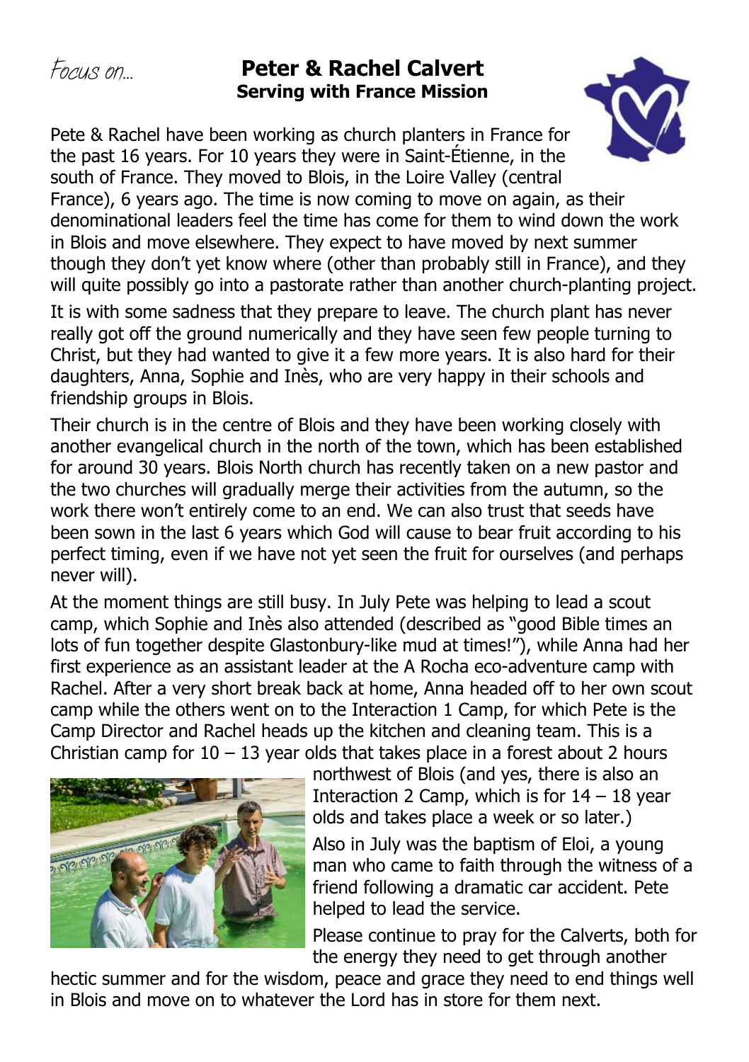*Focus on...*

# Peter & Rachel Calvert

**Serving with France Mission**

Pete & Rachel have been working as church planters in France for the past 16 years. For 10 years they were in Saint-Étienne, in the south of France. They moved to Blois, in the Loire Valley (central France), 6 years ago. The time is now coming to move on again, as their denominational leaders feel the time has come for them to wind down the work in Blois and move elsewhere. They expect to have moved by next summer though they don't yet know where (other than probably still in France), and they will quite possibly go into a pastorate rather than another church-planting project.

It is with some sadness that they prepare to leave. The church plant has never really got off the ground numerically and they have seen few people turning to Christ, but they had wanted to give it a few more years. It is also hard for their daughters, Anna, Sophie and Inès, who are very happy in their schools and friendship groups in Blois.

Their church is in the centre of Blois and they have been working closely with another evangelical church in the north of the town, which has been established for around 30 years. Blois North church has recently taken on a new pastor and the two churches will gradually merge their activities from the autumn, so the work there won't entirely come to an end. We can also trust that seeds have been sown in the last 6 years which God will cause to bear fruit according to his perfect timing, even if we have not yet seen the fruit for ourselves (and perhaps never will).

At the moment things are still busy. In July Pete was helping to lead a scout camp, which Sophie and Inès also attended (described as "good Bible times an lots of fun together despite Glastonbury-like mud at times!"), while Anna had her first experience as an assistant leader at the A Rocha eco-adventure camp with Rachel. After a very short break back at home, Anna headed off to her own scout camp while the others went on to the Interaction 1 Camp, for which Pete is the Camp Director and Rachel heads up the kitchen and cleaning team. This is a Christian camp for 10 – 13 year olds that takes place in a forest about 2 hours northwest of Blois (and yes, there is also an Interaction 2 Camp, which is for 14 – 18 year olds and takes place a week or so later.)

Also in July was the baptism of Eloi, a young man who came to faith through the witness of a friend following a dramatic car accident. Pete helped to lead the service.

Please continue to pray for the Calverts, both for the energy they need to get through another hectic summer and for the wisdom, peace and grace they need to end things well in Blois and move on to whatever the Lord has in store for them next.